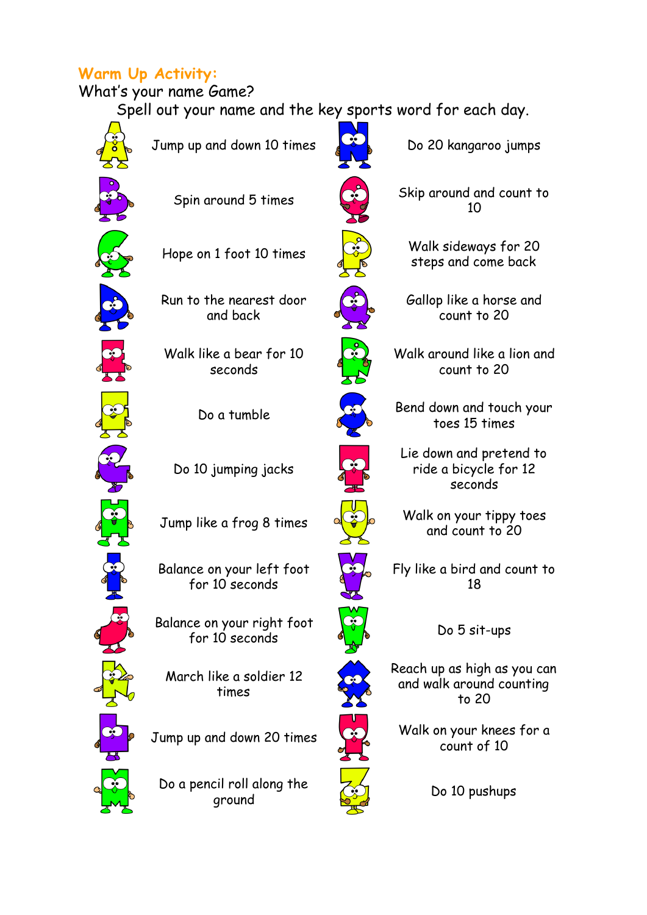## Warm Up Activity:

What's your name Game?

Spell out your name and the key sports word for each day.

| Letter | Activity | Letter | Activity |
| --- | --- | --- | --- |
| A | Jump up and down 10 times | N | Do 20 kangaroo jumps |
| B | Spin around 5 times | O | Skip around and count to 10 |
| C | Hope on 1 foot 10 times | P | Walk sideways for 20 steps and come back |
| D | Run to the nearest door and back | Q | Gallop like a horse and count to 20 |
| E | Walk like a bear for 10 seconds | R | Walk around like a lion and count to 20 |
| F | Do a tumble | S | Bend down and touch your toes 15 times |
| G | Do 10 jumping jacks | T | Lie down and pretend to ride a bicycle for 12 seconds |
| H | Jump like a frog 8 times | U | Walk on your tippy toes and count to 20 |
| I | Balance on your left foot for 10 seconds | V | Fly like a bird and count to 18 |
| J | Balance on your right foot for 10 seconds | W | Do 5 sit-ups |
| K | March like a soldier 12 times | X | Reach up as high as you can and walk around counting to 20 |
| L | Jump up and down 20 times | Y | Walk on your knees for a count of 10 |
| M | Do a pencil roll along the ground | Z | Do 10 pushups |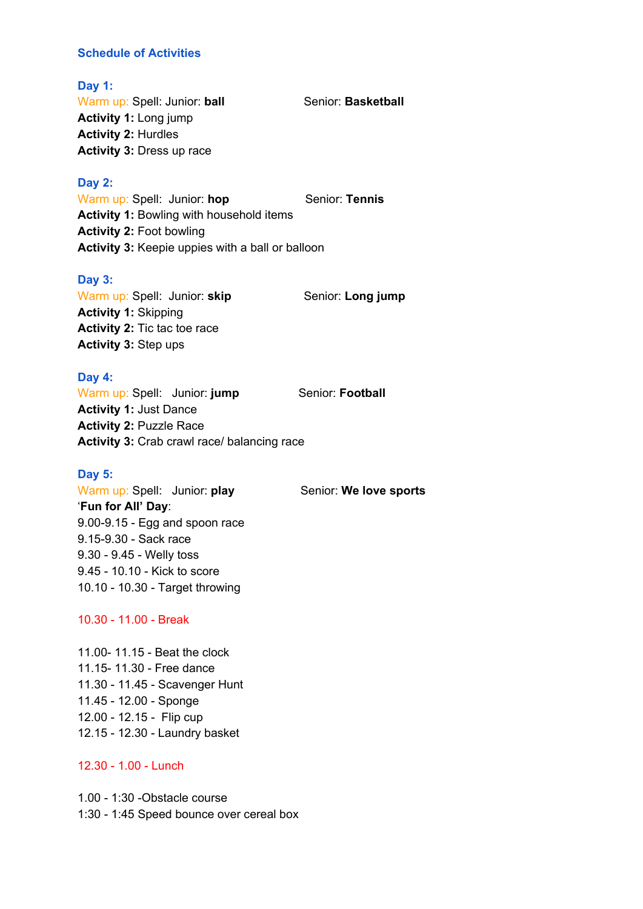## Schedule of Activities

### Day 1:

Warm up: Spell: Junior: **ball** Senior: **Basketball**

**Activity 1:** Long jump

**Activity 2:** Hurdles

**Activity 3:** Dress up race

### Day 2:

Warm up: Spell: Junior: **hop** Senior: **Tennis**

**Activity 1:** Bowling with household items

**Activity 2:** Foot bowling

**Activity 3:** Keepie uppies with a ball or balloon

### Day 3:

Warm up: Spell: Junior: **skip** Senior: **Long jump**

**Activity 1:** Skipping

**Activity 2:** Tic tac toe race

**Activity 3:** Step ups

### Day 4:

Warm up: Spell: Junior: **jump** Senior: **Football**

**Activity 1:** Just Dance

**Activity 2:** Puzzle Race

**Activity 3:** Crab crawl race/ balancing race

### Day 5:

Warm up: Spell: Junior: **play** Senior: **We love sports**

'**Fun for All' Day**:

9.00-9.15 - Egg and spoon race
9.15-9.30 - Sack race
9.30 - 9.45 - Welly toss
9.45 - 10.10 - Kick to score
10.10 - 10.30 - Target throwing

10.30 - 11.00 - Break

11.00- 11.15 - Beat the clock
11.15- 11.30 - Free dance
11.30 - 11.45 - Scavenger Hunt
11.45 - 12.00 - Sponge
12.00 - 12.15 - Flip cup
12.15 - 12.30 - Laundry basket

12.30 - 1.00 - Lunch

1.00 - 1:30 -Obstacle course
1:30 - 1:45 Speed bounce over cereal box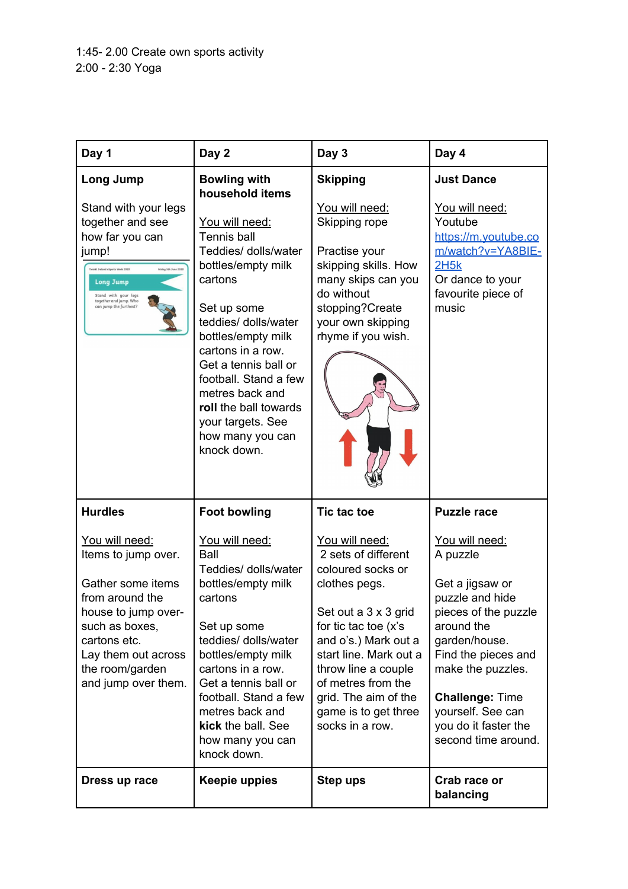1:45- 2.00 Create own sports activity
2:00 - 2:30 Yoga

| Day 1 | Day 2 | Day 3 | Day 4 |
|---|---|---|---|
| **Long Jump**<br><br>Stand with your legs together and see how far you can jump! | **Bowling with household items**<br><br>You will need:<br>Tennis ball<br>Teddies/ dolls/water bottles/empty milk cartons<br><br>Set up some teddies/ dolls/water bottles/empty milk cartons in a row. Get a tennis ball or football. Stand a few metres back and **roll** the ball towards your targets. See how many you can knock down. | **Skipping**<br><br>You will need:<br>Skipping rope<br><br>Practise your skipping skills. How many skips can you do without stopping?Create your own skipping rhyme if you wish. | **Just Dance**<br><br>You will need:<br>Youtube<br>https://m.youtube.com/watch?v=YA8BIE-2H5k<br>Or dance to your favourite piece of music |
| **Hurdles**<br><br>You will need:<br>Items to jump over.<br><br>Gather some items from around the house to jump over- such as boxes, cartons etc.<br>Lay them out across the room/garden and jump over them. | **Foot bowling**<br><br>You will need:<br>Ball<br>Teddies/ dolls/water bottles/empty milk cartons<br><br>Set up some teddies/ dolls/water bottles/empty milk cartons in a row. Get a tennis ball or football. Stand a few metres back and **kick** the ball. See how many you can knock down. | **Tic tac toe**<br><br>You will need:<br>2 sets of different coloured socks or clothes pegs.<br><br>Set out a 3 x 3 grid for tic tac toe (x's and o's.) Mark out a start line. Mark out a throw line a couple of metres from the grid. The aim of the game is to get three socks in a row. | **Puzzle race**<br><br>You will need:<br>A puzzle<br><br>Get a jigsaw or puzzle and hide pieces of the puzzle around the garden/house. Find the pieces and make the puzzles.<br><br>**Challenge:** Time yourself. See can you do it faster the second time around. |
| **Dress up race** | **Keepie uppies** | **Step ups** | **Crab race or balancing** |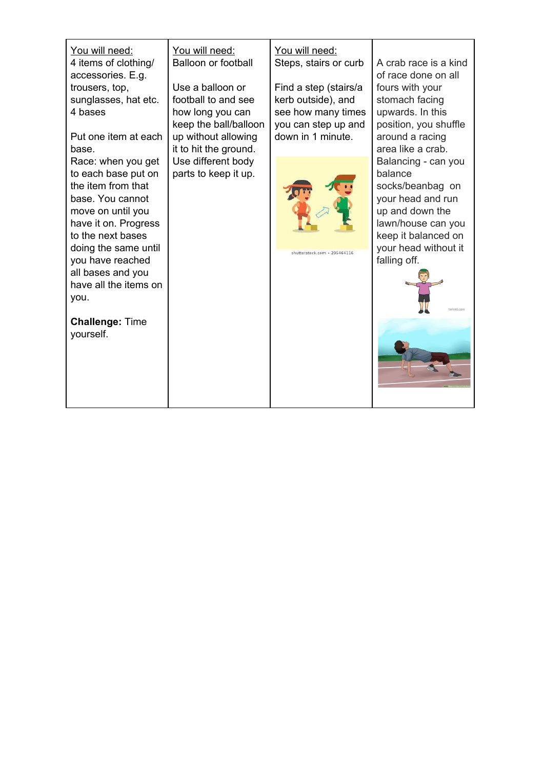| <u>You will need:</u><br>4 items of clothing/ accessories. E.g. trousers, top, sunglasses, hat etc.<br>4 bases<br><br>Put one item at each base.<br>Race: when you get to each base put on the item from that base. You cannot move on until you have it on. Progress to the next bases doing the same until you have reached all bases and you have all the items on you.<br><br>**Challenge:** Time yourself. | <u>You will need:</u><br>Balloon or football<br><br>Use a balloon or football to and see how long you can keep the ball/balloon up without allowing it to hit the ground. Use different body parts to keep it up. | <u>You will need:</u><br>Steps, stairs or curb<br><br>Find a step (stairs/a kerb outside), and see how many times you can step up and down in 1 minute. | A crab race is a kind of race done on all fours with your stomach facing upwards. In this position, you shuffle around a racing area like a crab.<br>Balancing - can you balance socks/beanbag on your head and run up and down the lawn/house can you keep it balanced on your head without it falling off. |
|---|---|---|---|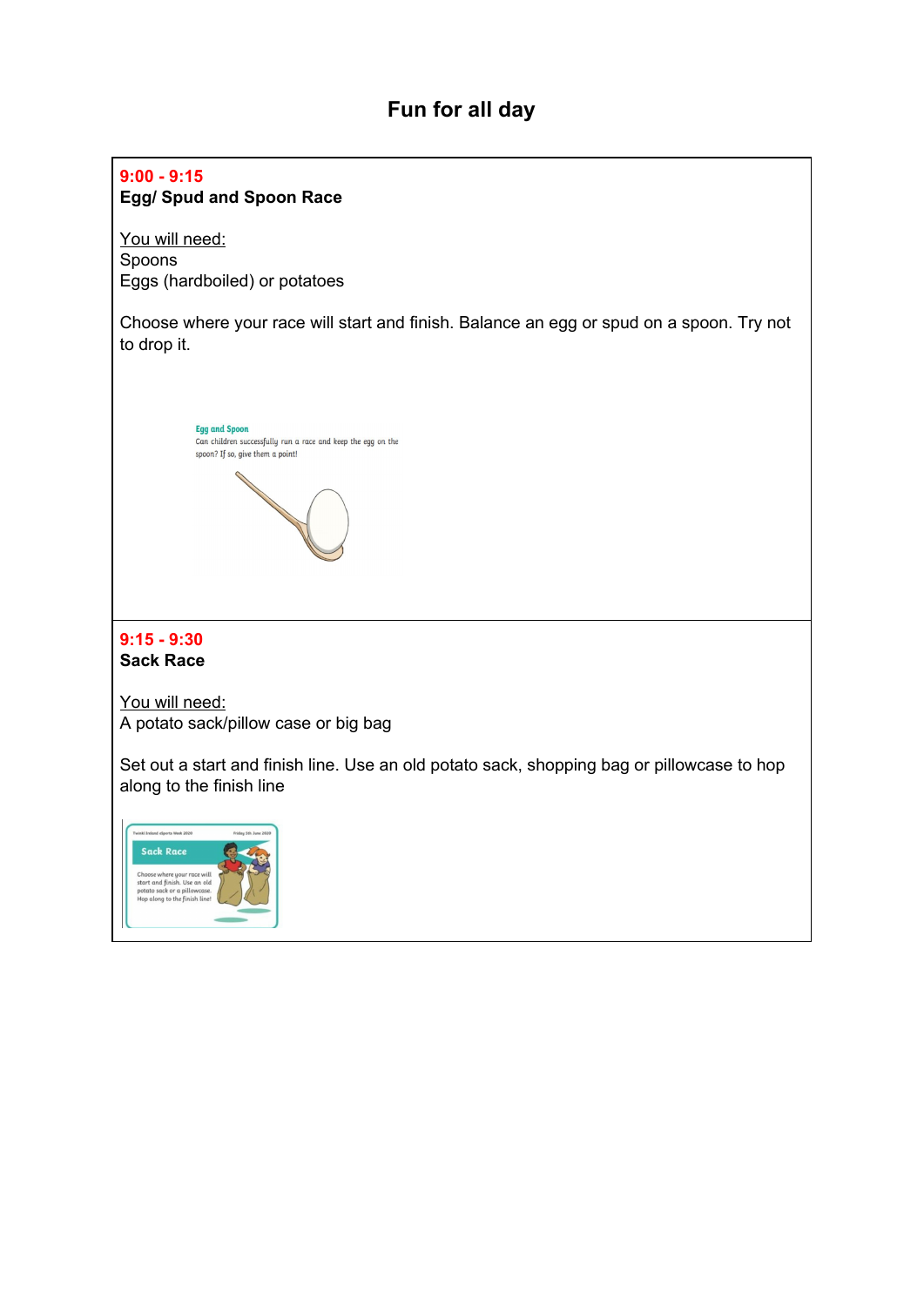# Fun for all day

**9:00 - 9:15**
**Egg/ Spud and Spoon Race**

You will need:
Spoons
Eggs (hardboiled) or potatoes

Choose where your race will start and finish. Balance an egg or spud on a spoon. Try not to drop it.

Egg and Spoon
Can children successfully run a race and keep the egg on the spoon? If so, give them a point!

**9:15 - 9:30**
**Sack Race**

You will need:
A potato sack/pillow case or big bag

Set out a start and finish line. Use an old potato sack, shopping bag or pillowcase to hop along to the finish line

Sack Race
Choose where your race will start and finish. Use an old potato sack or a pillowcase. Hop along to the finish line!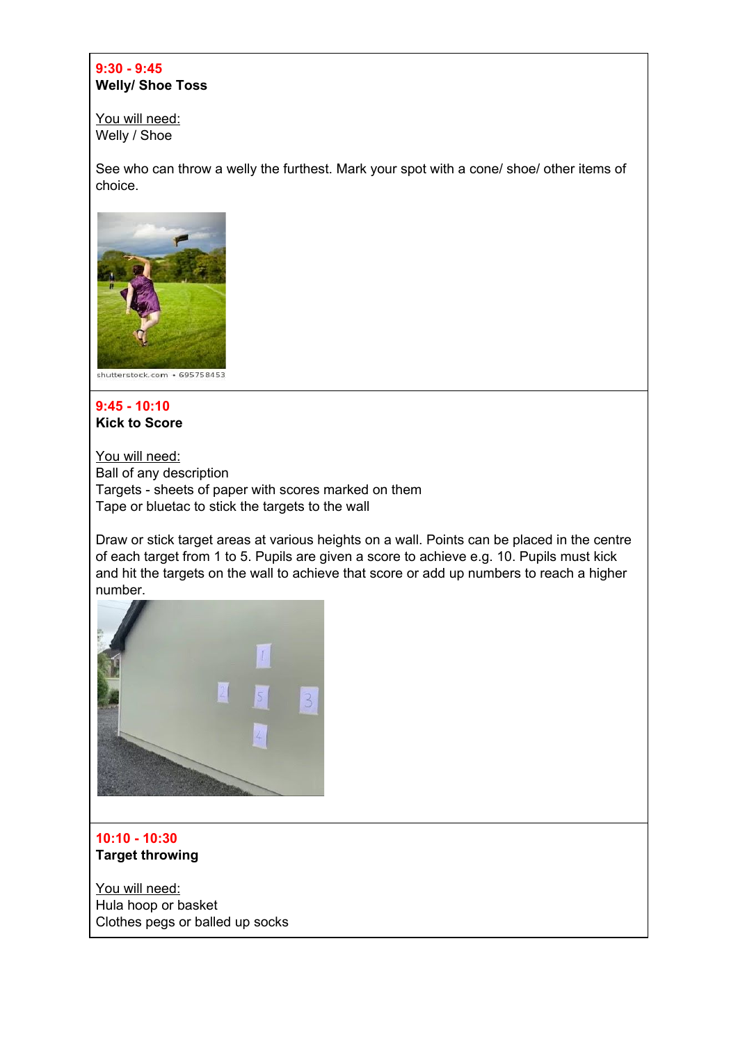**9:30 - 9:45**
**Welly/ Shoe Toss**

You will need:
Welly / Shoe

See who can throw a welly the furthest. Mark your spot with a cone/ shoe/ other items of choice.

**9:45 - 10:10**
**Kick to Score**

You will need:
Ball of any description
Targets - sheets of paper with scores marked on them
Tape or bluetac to stick the targets to the wall

Draw or stick target areas at various heights on a wall. Points can be placed in the centre of each target from 1 to 5. Pupils are given a score to achieve e.g. 10. Pupils must kick and hit the targets on the wall to achieve that score or add up numbers to reach a higher number.

**10:10 - 10:30**
**Target throwing**

You will need:
Hula hoop or basket
Clothes pegs or balled up socks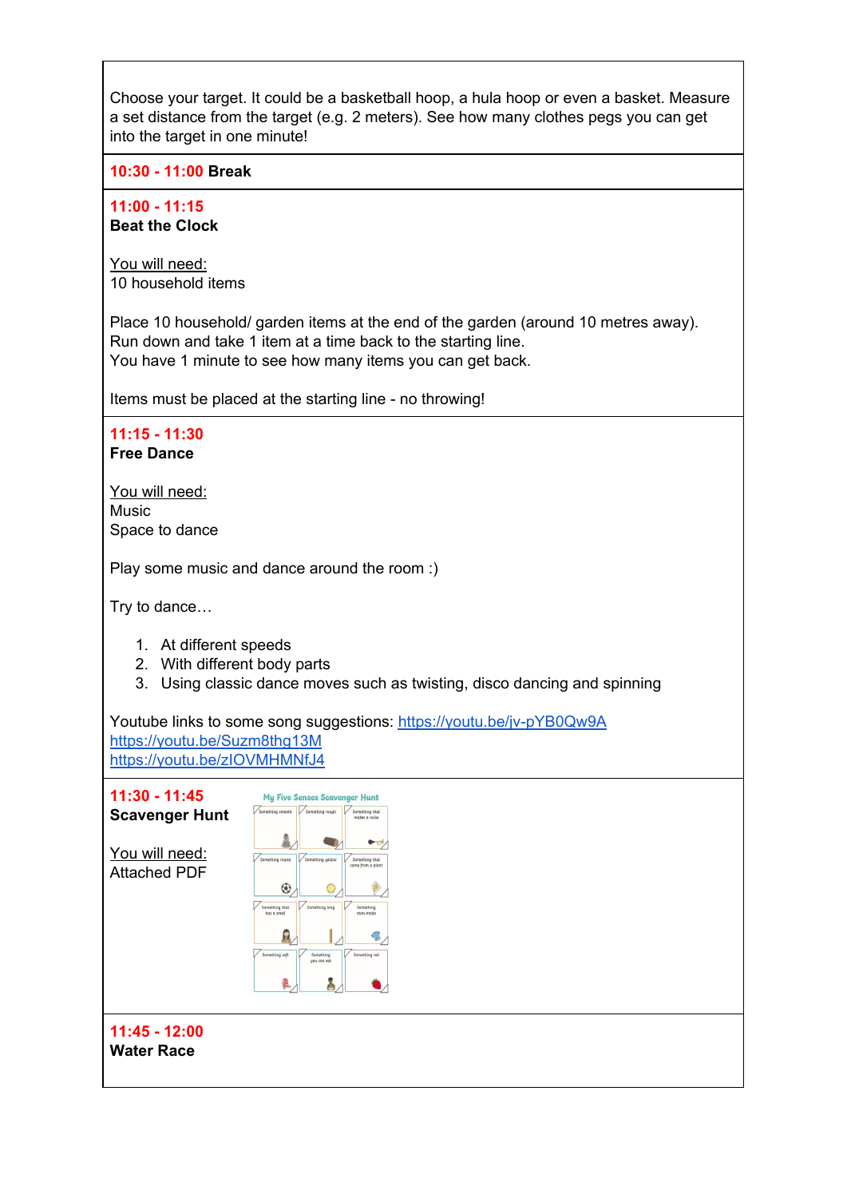Choose your target. It could be a basketball hoop, a hula hoop or even a basket. Measure a set distance from the target (e.g. 2 meters). See how many clothes pegs you can get into the target in one minute!

**10:30 - 11:00 Break**

**11:00 - 11:15**
**Beat the Clock**

You will need:
10 household items

Place 10 household/ garden items at the end of the garden (around 10 metres away).
Run down and take 1 item at a time back to the starting line.
You have 1 minute to see how many items you can get back.

Items must be placed at the starting line - no throwing!

**11:15 - 11:30**
**Free Dance**

You will need:
Music
Space to dance

Play some music and dance around the room :)

Try to dance…

1. At different speeds
2. With different body parts
3. Using classic dance moves such as twisting, disco dancing and spinning

Youtube links to some song suggestions: https://youtu.be/jv-pYB0Qw9A
https://youtu.be/Suzm8thg13M
https://youtu.be/zlOVMHMNfJ4

**11:30 - 11:45**
**Scavenger Hunt**

You will need:
Attached PDF

**11:45 - 12:00**
**Water Race**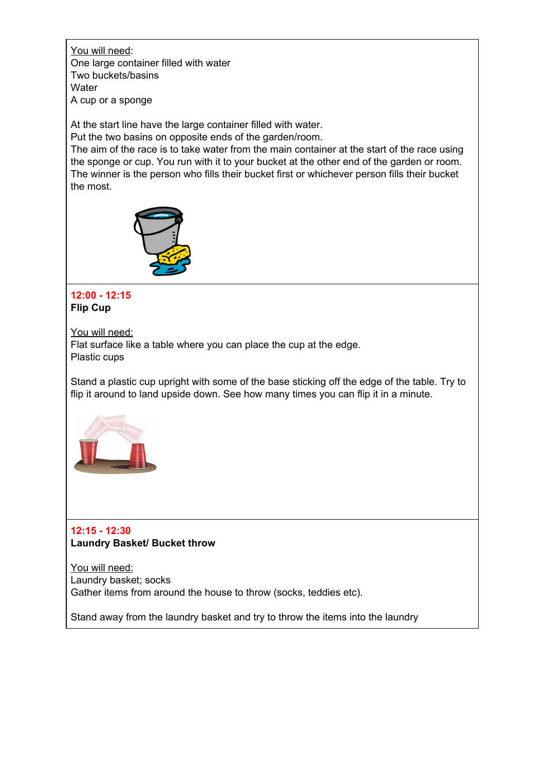You will need:
One large container filled with water
Two buckets/basins
Water
A cup or a sponge

At the start line have the large container filled with water.
Put the two basins on opposite ends of the garden/room.
The aim of the race is to take water from the main container at the start of the race using the sponge or cup. You run with it to your bucket at the other end of the garden or room. The winner is the person who fills their bucket first or whichever person fills their bucket the most.

**12:00 - 12:15**
**Flip Cup**

You will need:
Flat surface like a table where you can place the cup at the edge.
Plastic cups

Stand a plastic cup upright with some of the base sticking off the edge of the table. Try to flip it around to land upside down. See how many times you can flip it in a minute.

**12:15 - 12:30**
**Laundry Basket/ Bucket throw**

You will need:
Laundry basket; socks
Gather items from around the house to throw (socks, teddies etc).

Stand away from the laundry basket and try to throw the items into the laundry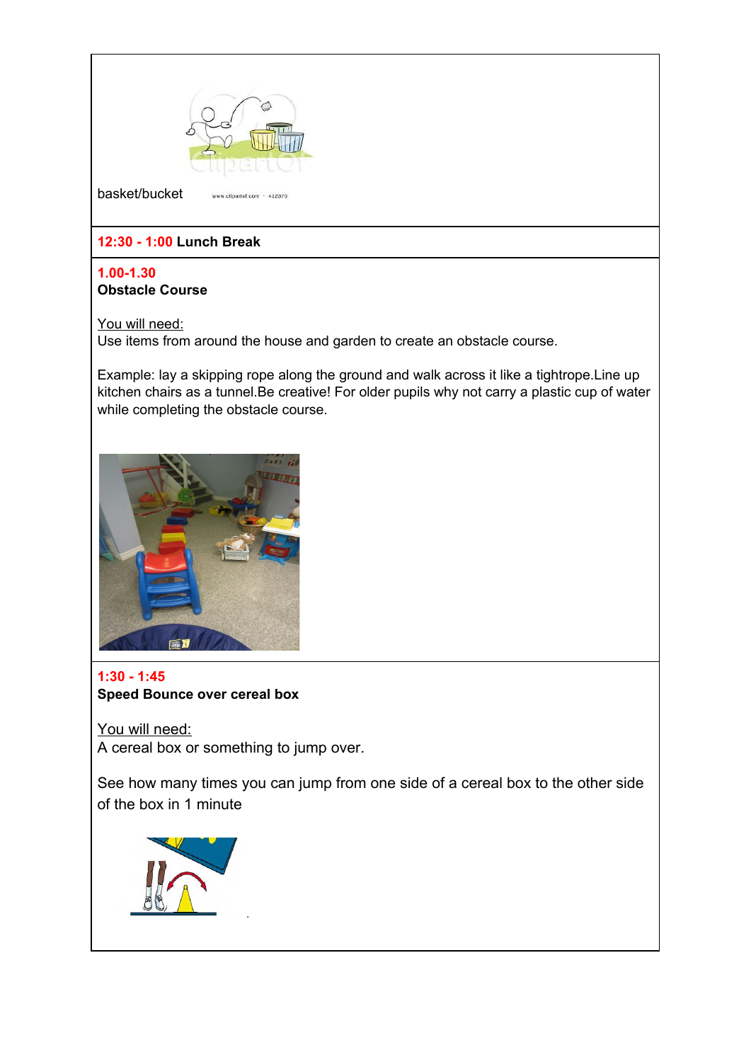basket/bucket

www.clipartof.com · 432370

**12:30 - 1:00 Lunch Break**

**1.00-1.30**
**Obstacle Course**

You will need:
Use items from around the house and garden to create an obstacle course.

Example: lay a skipping rope along the ground and walk across it like a tightrope.Line up kitchen chairs as a tunnel.Be creative! For older pupils why not carry a plastic cup of water while completing the obstacle course.

**1:30 - 1:45**
**Speed Bounce over cereal box**

You will need:
A cereal box or something to jump over.

See how many times you can jump from one side of a cereal box to the other side of the box in 1 minute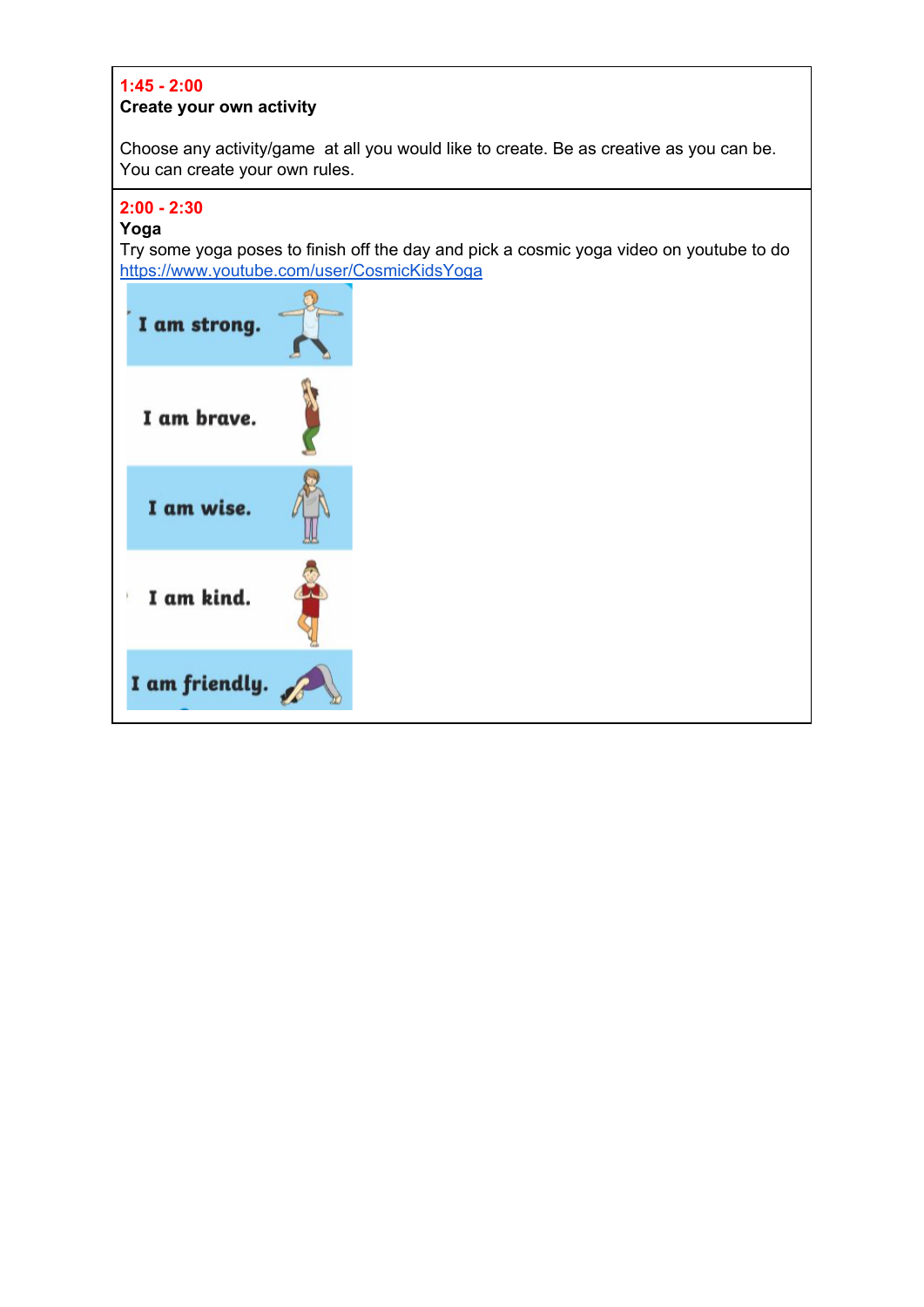**1:45 - 2:00**
**Create your own activity**

Choose any activity/game  at all you would like to create. Be as creative as you can be. You can create your own rules.

**2:00 - 2:30**
**Yoga**
Try some yoga poses to finish off the day and pick a cosmic yoga video on youtube to do
https://www.youtube.com/user/CosmicKidsYoga

I am strong.

I am brave.

I am wise.

I am kind.

I am friendly.